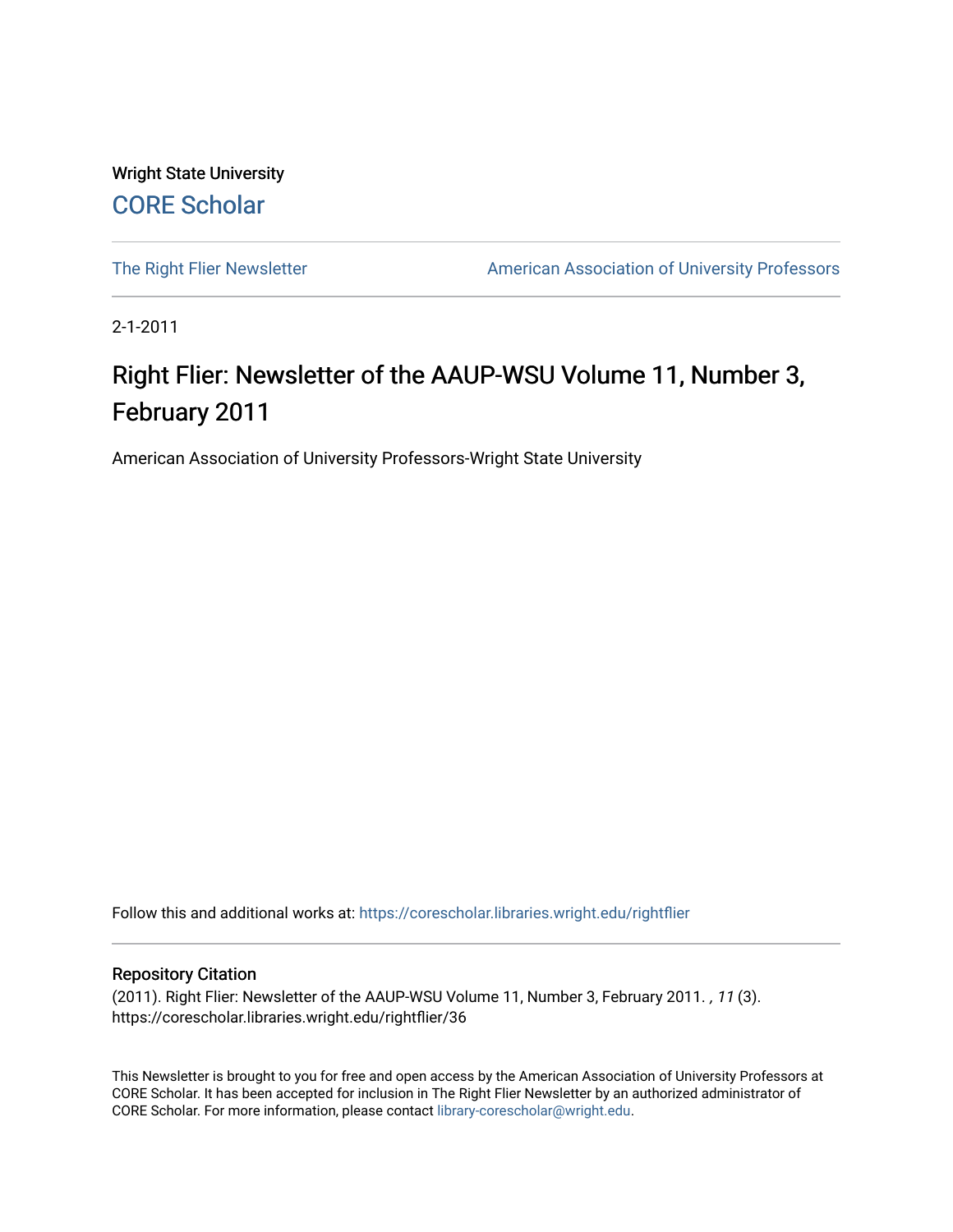Wright State University

CORE Scholar

The Right Flier Newsletter

American Association of University Professors

2-1-2011

# Right Flier: Newsletter of the AAUP-WSU Volume 11, Number 3, February 2011

American Association of University Professors-Wright State University

Follow this and additional works at: https://corescholar.libraries.wright.edu/rightflier

## Repository Citation

(2011). Right Flier: Newsletter of the AAUP-WSU Volume 11, Number 3, February 2011. *, 11* (3). https://corescholar.libraries.wright.edu/rightflier/36

This Newsletter is brought to you for free and open access by the American Association of University Professors at CORE Scholar. It has been accepted for inclusion in The Right Flier Newsletter by an authorized administrator of CORE Scholar. For more information, please contact library-corescholar@wright.edu.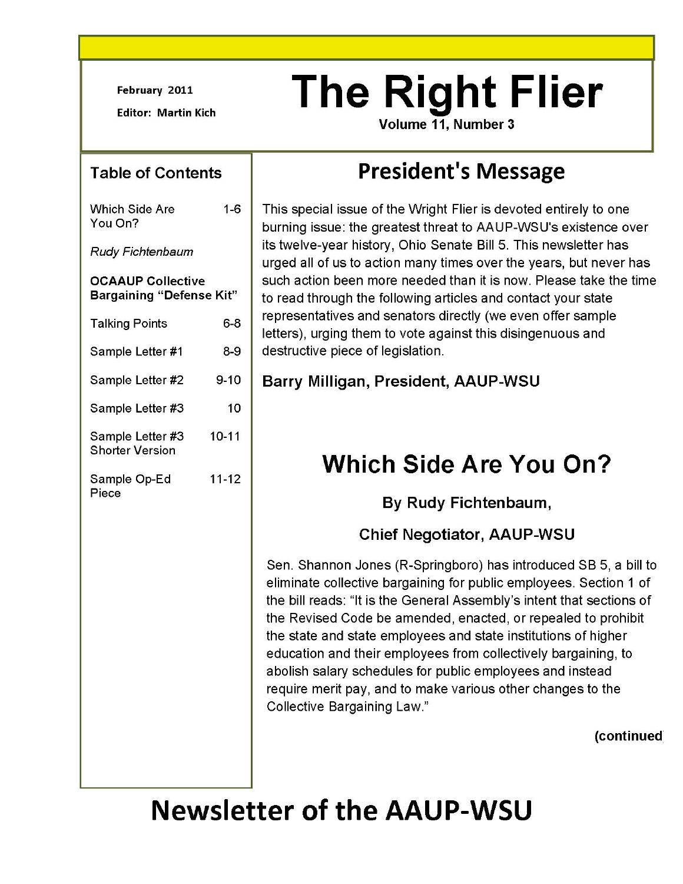February 2011

Editor: Martin Kich

# The Right Flier

Volume 11, Number 3

## Table of Contents

| | |
|---|---|
| Which Side Are You On? | 1-6 |
| *Rudy Fichtenbaum* | |
| **OCAAUP Collective Bargaining "Defense Kit"** | |
| Talking Points | 6-8 |
| Sample Letter #1 | 8-9 |
| Sample Letter #2 | 9-10 |
| Sample Letter #3 | 10 |
| Sample Letter #3 Shorter Version | 10-11 |
| Sample Op-Ed Piece | 11-12 |

## President's Message

This special issue of the Wright Flier is devoted entirely to one burning issue: the greatest threat to AAUP-WSU's existence over its twelve-year history, Ohio Senate Bill 5. This newsletter has urged all of us to action many times over the years, but never has such action been more needed than it is now. Please take the time to read through the following articles and contact your state representatives and senators directly (we even offer sample letters), urging them to vote against this disingenuous and destructive piece of legislation.

**Barry Milligan, President, AAUP-WSU**

## Which Side Are You On?

**By Rudy Fichtenbaum,**

**Chief Negotiator, AAUP-WSU**

Sen. Shannon Jones (R-Springboro) has introduced SB 5, a bill to eliminate collective bargaining for public employees. Section 1 of the bill reads: "It is the General Assembly's intent that sections of the Revised Code be amended, enacted, or repealed to prohibit the state and state employees and state institutions of higher education and their employees from collectively bargaining, to abolish salary schedules for public employees and instead require merit pay, and to make various other changes to the Collective Bargaining Law."

**(continued**

# Newsletter of the AAUP-WSU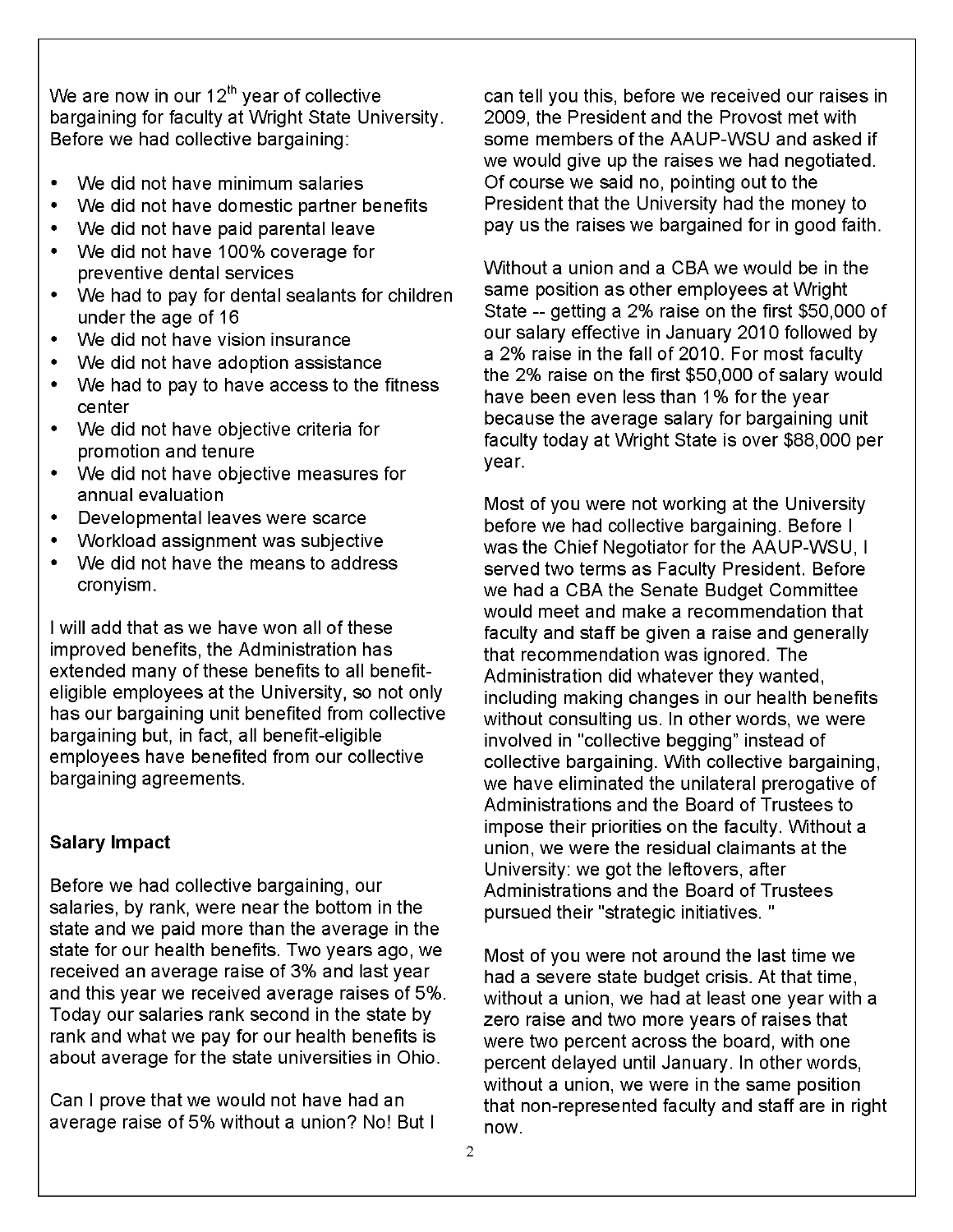We are now in our 12th year of collective bargaining for faculty at Wright State University. Before we had collective bargaining:

- We did not have minimum salaries
- We did not have domestic partner benefits
- We did not have paid parental leave
- We did not have 100% coverage for preventive dental services
- We had to pay for dental sealants for children under the age of 16
- We did not have vision insurance
- We did not have adoption assistance
- We had to pay to have access to the fitness center
- We did not have objective criteria for promotion and tenure
- We did not have objective measures for annual evaluation
- Developmental leaves were scarce
- Workload assignment was subjective
- We did not have the means to address cronyism.

I will add that as we have won all of these improved benefits, the Administration has extended many of these benefits to all benefit-eligible employees at the University, so not only has our bargaining unit benefited from collective bargaining but, in fact, all benefit-eligible employees have benefited from our collective bargaining agreements.

**Salary Impact**

Before we had collective bargaining, our salaries, by rank, were near the bottom in the state and we paid more than the average in the state for our health benefits. Two years ago, we received an average raise of 3% and last year and this year we received average raises of 5%. Today our salaries rank second in the state by rank and what we pay for our health benefits is about average for the state universities in Ohio.

Can I prove that we would not have had an average raise of 5% without a union? No! But I can tell you this, before we received our raises in 2009, the President and the Provost met with some members of the AAUP-WSU and asked if we would give up the raises we had negotiated. Of course we said no, pointing out to the President that the University had the money to pay us the raises we bargained for in good faith.

Without a union and a CBA we would be in the same position as other employees at Wright State -- getting a 2% raise on the first $50,000 of our salary effective in January 2010 followed by a 2% raise in the fall of 2010. For most faculty the 2% raise on the first $50,000 of salary would have been even less than 1% for the year because the average salary for bargaining unit faculty today at Wright State is over $88,000 per year.

Most of you were not working at the University before we had collective bargaining. Before I was the Chief Negotiator for the AAUP-WSU, I served two terms as Faculty President. Before we had a CBA the Senate Budget Committee would meet and make a recommendation that faculty and staff be given a raise and generally that recommendation was ignored. The Administration did whatever they wanted, including making changes in our health benefits without consulting us. In other words, we were involved in "collective begging" instead of collective bargaining. With collective bargaining, we have eliminated the unilateral prerogative of Administrations and the Board of Trustees to impose their priorities on the faculty. Without a union, we were the residual claimants at the University: we got the leftovers, after Administrations and the Board of Trustees pursued their "strategic initiatives."

Most of you were not around the last time we had a severe state budget crisis. At that time, without a union, we had at least one year with a zero raise and two more years of raises that were two percent across the board, with one percent delayed until January. In other words, without a union, we were in the same position that non-represented faculty and staff are in right now.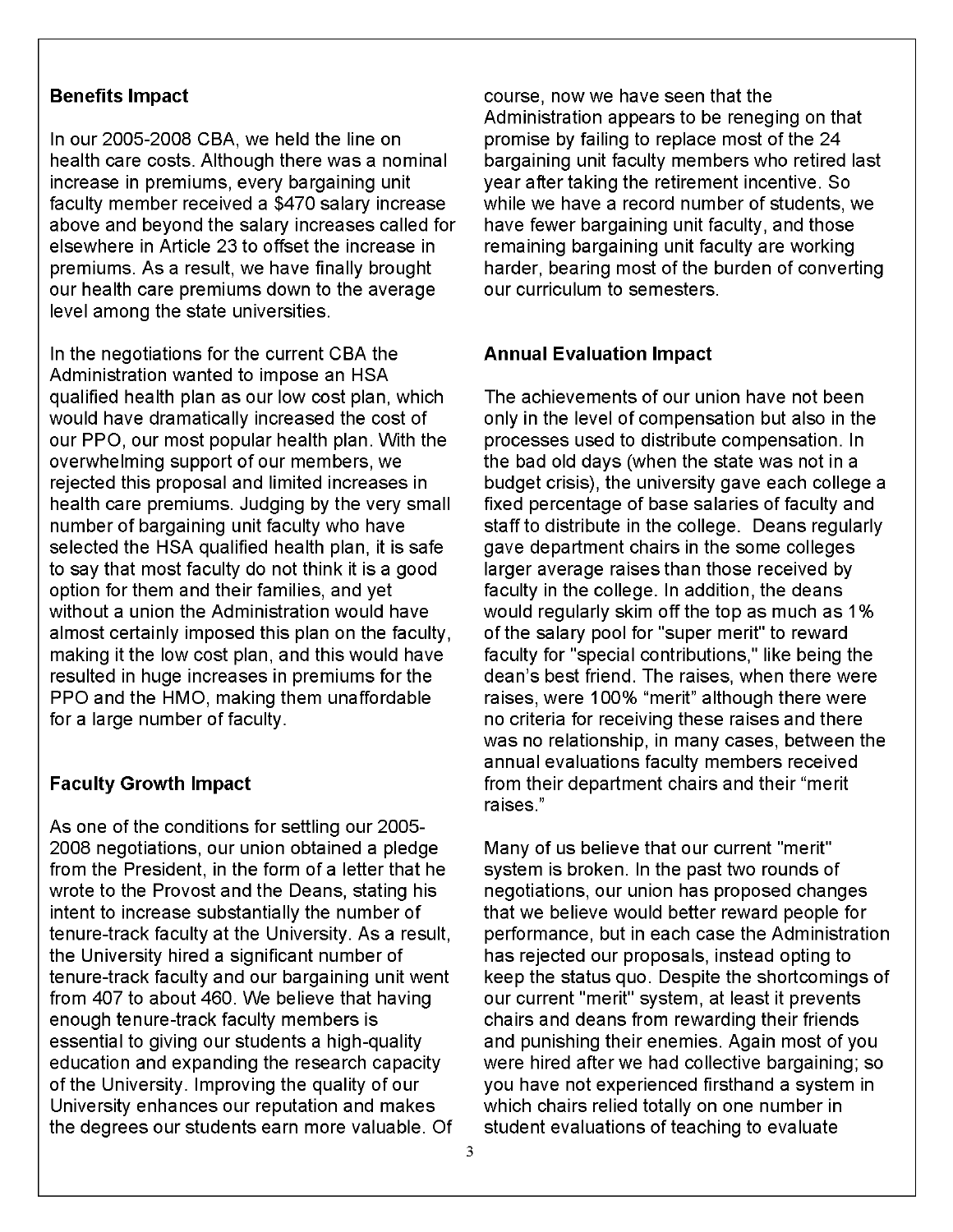## Benefits Impact

In our 2005-2008 CBA, we held the line on health care costs. Although there was a nominal increase in premiums, every bargaining unit faculty member received a $470 salary increase above and beyond the salary increases called for elsewhere in Article 23 to offset the increase in premiums. As a result, we have finally brought our health care premiums down to the average level among the state universities.

In the negotiations for the current CBA the Administration wanted to impose an HSA qualified health plan as our low cost plan, which would have dramatically increased the cost of our PPO, our most popular health plan. With the overwhelming support of our members, we rejected this proposal and limited increases in health care premiums. Judging by the very small number of bargaining unit faculty who have selected the HSA qualified health plan, it is safe to say that most faculty do not think it is a good option for them and their families, and yet without a union the Administration would have almost certainly imposed this plan on the faculty, making it the low cost plan, and this would have resulted in huge increases in premiums for the PPO and the HMO, making them unaffordable for a large number of faculty.

## Faculty Growth Impact

As one of the conditions for settling our 2005-2008 negotiations, our union obtained a pledge from the President, in the form of a letter that he wrote to the Provost and the Deans, stating his intent to increase substantially the number of tenure-track faculty at the University. As a result, the University hired a significant number of tenure-track faculty and our bargaining unit went from 407 to about 460. We believe that having enough tenure-track faculty members is essential to giving our students a high-quality education and expanding the research capacity of the University. Improving the quality of our University enhances our reputation and makes the degrees our students earn more valuable. Of course, now we have seen that the Administration appears to be reneging on that promise by failing to replace most of the 24 bargaining unit faculty members who retired last year after taking the retirement incentive. So while we have a record number of students, we have fewer bargaining unit faculty, and those remaining bargaining unit faculty are working harder, bearing most of the burden of converting our curriculum to semesters.

## Annual Evaluation Impact

The achievements of our union have not been only in the level of compensation but also in the processes used to distribute compensation. In the bad old days (when the state was not in a budget crisis), the university gave each college a fixed percentage of base salaries of faculty and staff to distribute in the college. Deans regularly gave department chairs in the some colleges larger average raises than those received by faculty in the college. In addition, the deans would regularly skim off the top as much as 1% of the salary pool for "super merit" to reward faculty for "special contributions," like being the dean's best friend. The raises, when there were raises, were 100% "merit" although there were no criteria for receiving these raises and there was no relationship, in many cases, between the annual evaluations faculty members received from their department chairs and their "merit raises."

Many of us believe that our current "merit" system is broken. In the past two rounds of negotiations, our union has proposed changes that we believe would better reward people for performance, but in each case the Administration has rejected our proposals, instead opting to keep the status quo. Despite the shortcomings of our current "merit" system, at least it prevents chairs and deans from rewarding their friends and punishing their enemies. Again most of you were hired after we had collective bargaining; so you have not experienced firsthand a system in which chairs relied totally on one number in student evaluations of teaching to evaluate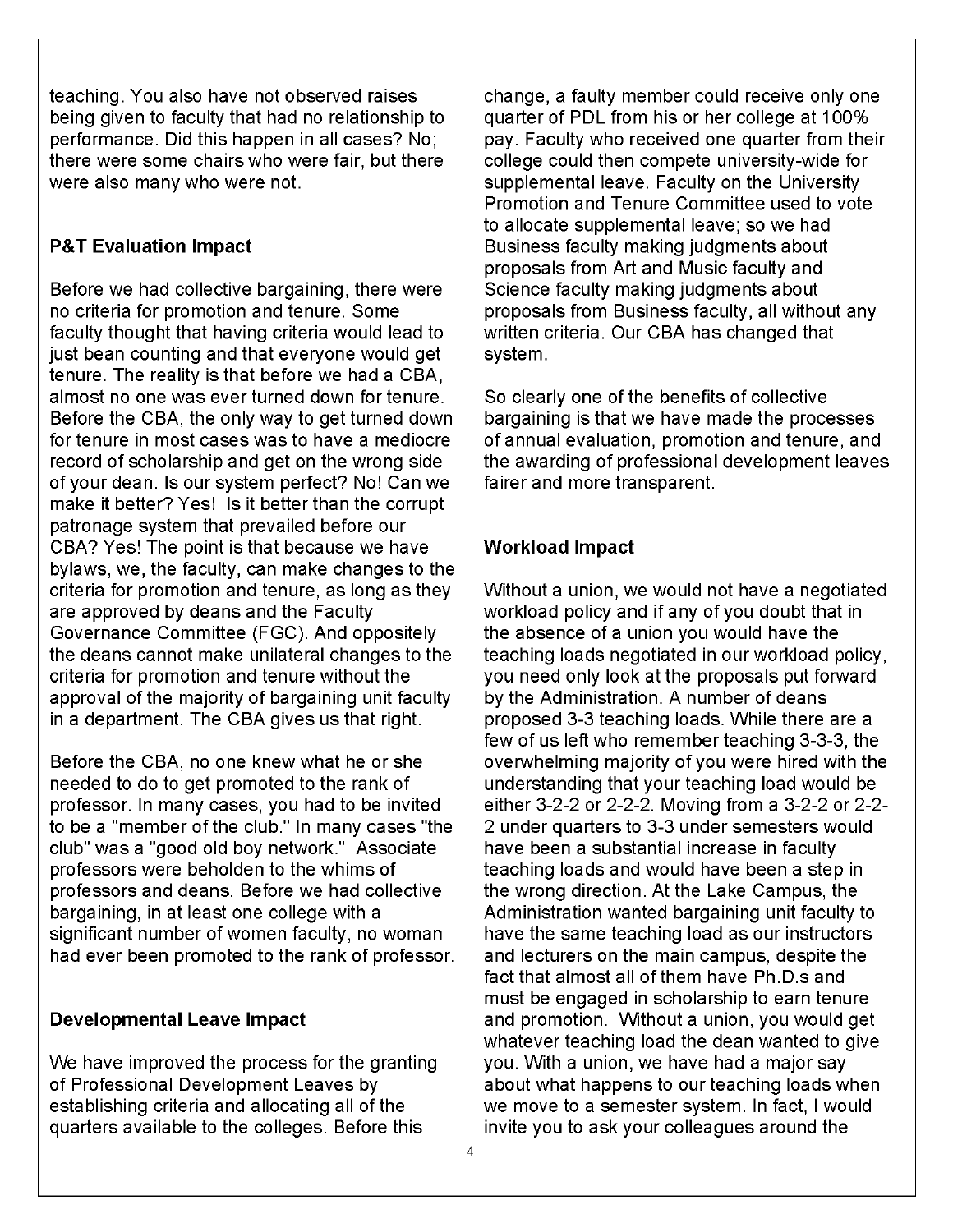teaching. You also have not observed raises being given to faculty that had no relationship to performance. Did this happen in all cases? No; there were some chairs who were fair, but there were also many who were not.

**P&T Evaluation Impact**

Before we had collective bargaining, there were no criteria for promotion and tenure. Some faculty thought that having criteria would lead to just bean counting and that everyone would get tenure. The reality is that before we had a CBA, almost no one was ever turned down for tenure. Before the CBA, the only way to get turned down for tenure in most cases was to have a mediocre record of scholarship and get on the wrong side of your dean. Is our system perfect? No! Can we make it better? Yes! Is it better than the corrupt patronage system that prevailed before our CBA? Yes! The point is that because we have bylaws, we, the faculty, can make changes to the criteria for promotion and tenure, as long as they are approved by deans and the Faculty Governance Committee (FGC). And oppositely the deans cannot make unilateral changes to the criteria for promotion and tenure without the approval of the majority of bargaining unit faculty in a department. The CBA gives us that right.

Before the CBA, no one knew what he or she needed to do to get promoted to the rank of professor. In many cases, you had to be invited to be a "member of the club." In many cases "the club" was a "good old boy network." Associate professors were beholden to the whims of professors and deans. Before we had collective bargaining, in at least one college with a significant number of women faculty, no woman had ever been promoted to the rank of professor.

**Developmental Leave Impact**

We have improved the process for the granting of Professional Development Leaves by establishing criteria and allocating all of the quarters available to the colleges. Before this change, a faulty member could receive only one quarter of PDL from his or her college at 100% pay. Faculty who received one quarter from their college could then compete university-wide for supplemental leave. Faculty on the University Promotion and Tenure Committee used to vote to allocate supplemental leave; so we had Business faculty making judgments about proposals from Art and Music faculty and Science faculty making judgments about proposals from Business faculty, all without any written criteria. Our CBA has changed that system.

So clearly one of the benefits of collective bargaining is that we have made the processes of annual evaluation, promotion and tenure, and the awarding of professional development leaves fairer and more transparent.

**Workload Impact**

Without a union, we would not have a negotiated workload policy and if any of you doubt that in the absence of a union you would have the teaching loads negotiated in our workload policy, you need only look at the proposals put forward by the Administration. A number of deans proposed 3-3 teaching loads. While there are a few of us left who remember teaching 3-3-3, the overwhelming majority of you were hired with the understanding that your teaching load would be either 3-2-2 or 2-2-2. Moving from a 3-2-2 or 2-2-2 under quarters to 3-3 under semesters would have been a substantial increase in faculty teaching loads and would have been a step in the wrong direction. At the Lake Campus, the Administration wanted bargaining unit faculty to have the same teaching load as our instructors and lecturers on the main campus, despite the fact that almost all of them have Ph.D.s and must be engaged in scholarship to earn tenure and promotion. Without a union, you would get whatever teaching load the dean wanted to give you. With a union, we have had a major say about what happens to our teaching loads when we move to a semester system. In fact, I would invite you to ask your colleagues around the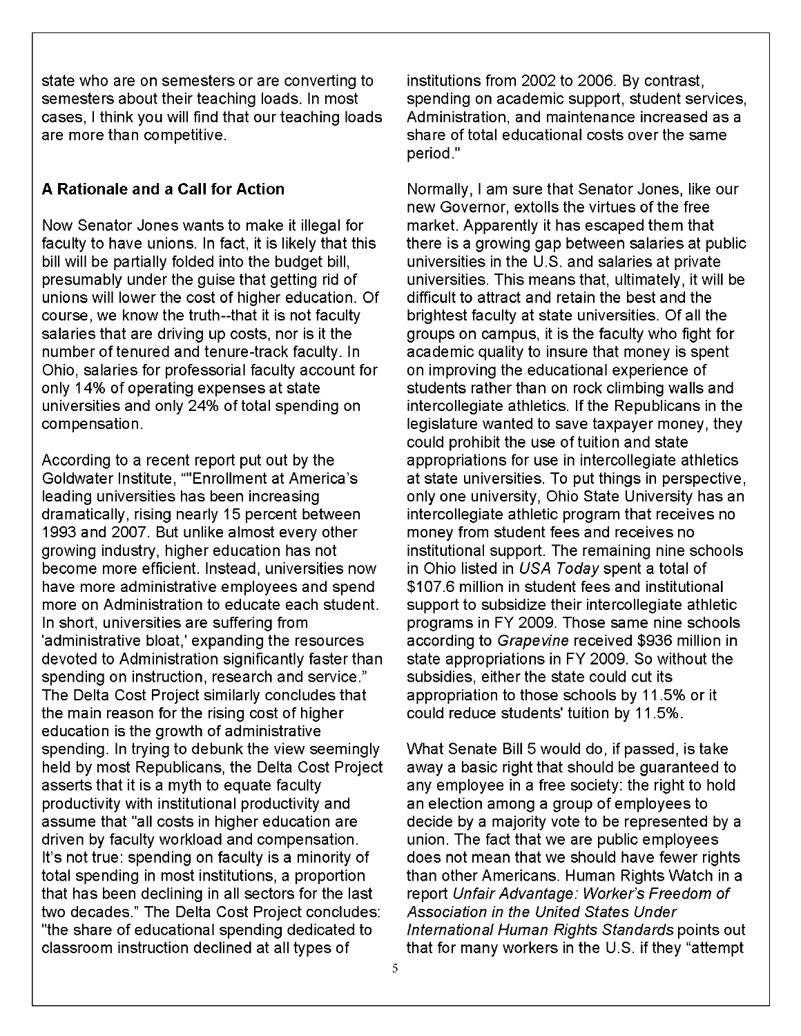state who are on semesters or are converting to semesters about their teaching loads. In most cases, I think you will find that our teaching loads are more than competitive.

**A Rationale and a Call for Action**

Now Senator Jones wants to make it illegal for faculty to have unions. In fact, it is likely that this bill will be partially folded into the budget bill, presumably under the guise that getting rid of unions will lower the cost of higher education. Of course, we know the truth--that it is not faculty salaries that are driving up costs, nor is it the number of tenured and tenure-track faculty. In Ohio, salaries for professorial faculty account for only 14% of operating expenses at state universities and only 24% of total spending on compensation.

According to a recent report put out by the Goldwater Institute, ""Enrollment at America's leading universities has been increasing dramatically, rising nearly 15 percent between 1993 and 2007. But unlike almost every other growing industry, higher education has not become more efficient. Instead, universities now have more administrative employees and spend more on Administration to educate each student. In short, universities are suffering from 'administrative bloat,' expanding the resources devoted to Administration significantly faster than spending on instruction, research and service." The Delta Cost Project similarly concludes that the main reason for the rising cost of higher education is the growth of administrative spending. In trying to debunk the view seemingly held by most Republicans, the Delta Cost Project asserts that it is a myth to equate faculty productivity with institutional productivity and assume that "all costs in higher education are driven by faculty workload and compensation. It's not true: spending on faculty is a minority of total spending in most institutions, a proportion that has been declining in all sectors for the last two decades." The Delta Cost Project concludes: "the share of educational spending dedicated to classroom instruction declined at all types of institutions from 2002 to 2006. By contrast, spending on academic support, student services, Administration, and maintenance increased as a share of total educational costs over the same period."

Normally, I am sure that Senator Jones, like our new Governor, extolls the virtues of the free market. Apparently it has escaped them that there is a growing gap between salaries at public universities in the U.S. and salaries at private universities. This means that, ultimately, it will be difficult to attract and retain the best and the brightest faculty at state universities. Of all the groups on campus, it is the faculty who fight for academic quality to insure that money is spent on improving the educational experience of students rather than on rock climbing walls and intercollegiate athletics. If the Republicans in the legislature wanted to save taxpayer money, they could prohibit the use of tuition and state appropriations for use in intercollegiate athletics at state universities. To put things in perspective, only one university, Ohio State University has an intercollegiate athletic program that receives no money from student fees and receives no institutional support. The remaining nine schools in Ohio listed in *USA Today* spent a total of $107.6 million in student fees and institutional support to subsidize their intercollegiate athletic programs in FY 2009. Those same nine schools according to *Grapevine* received $936 million in state appropriations in FY 2009. So without the subsidies, either the state could cut its appropriation to those schools by 11.5% or it could reduce students' tuition by 11.5%.

What Senate Bill 5 would do, if passed, is take away a basic right that should be guaranteed to any employee in a free society: the right to hold an election among a group of employees to decide by a majority vote to be represented by a union. The fact that we are public employees does not mean that we should have fewer rights than other Americans. Human Rights Watch in a report *Unfair Advantage: Worker's Freedom of Association in the United States Under International Human Rights Standards* points out that for many workers in the U.S. if they "attempt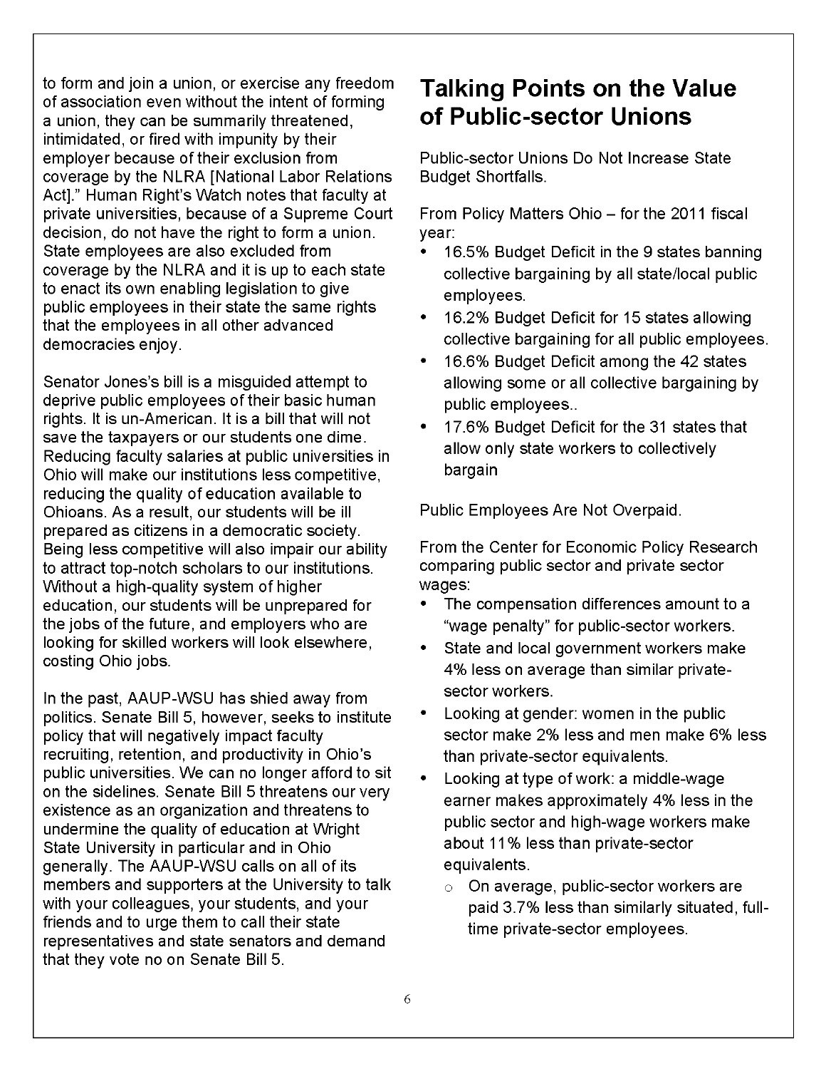to form and join a union, or exercise any freedom of association even without the intent of forming a union, they can be summarily threatened, intimidated, or fired with impunity by their employer because of their exclusion from coverage by the NLRA [National Labor Relations Act]." Human Right's Watch notes that faculty at private universities, because of a Supreme Court decision, do not have the right to form a union. State employees are also excluded from coverage by the NLRA and it is up to each state to enact its own enabling legislation to give public employees in their state the same rights that the employees in all other advanced democracies enjoy.

Senator Jones's bill is a misguided attempt to deprive public employees of their basic human rights. It is un-American. It is a bill that will not save the taxpayers or our students one dime. Reducing faculty salaries at public universities in Ohio will make our institutions less competitive, reducing the quality of education available to Ohioans. As a result, our students will be ill prepared as citizens in a democratic society. Being less competitive will also impair our ability to attract top-notch scholars to our institutions. Without a high-quality system of higher education, our students will be unprepared for the jobs of the future, and employers who are looking for skilled workers will look elsewhere, costing Ohio jobs.

In the past, AAUP-WSU has shied away from politics. Senate Bill 5, however, seeks to institute policy that will negatively impact faculty recruiting, retention, and productivity in Ohio's public universities. We can no longer afford to sit on the sidelines. Senate Bill 5 threatens our very existence as an organization and threatens to undermine the quality of education at Wright State University in particular and in Ohio generally. The AAUP-WSU calls on all of its members and supporters at the University to talk with your colleagues, your students, and your friends and to urge them to call their state representatives and state senators and demand that they vote no on Senate Bill 5.

## Talking Points on the Value of Public-sector Unions

Public-sector Unions Do Not Increase State Budget Shortfalls.

From Policy Matters Ohio – for the 2011 fiscal year:

- 16.5% Budget Deficit in the 9 states banning collective bargaining by all state/local public employees.
- 16.2% Budget Deficit for 15 states allowing collective bargaining for all public employees.
- 16.6% Budget Deficit among the 42 states allowing some or all collective bargaining by public employees..
- 17.6% Budget Deficit for the 31 states that allow only state workers to collectively bargain

Public Employees Are Not Overpaid.

From the Center for Economic Policy Research comparing public sector and private sector wages:

- The compensation differences amount to a "wage penalty" for public-sector workers.
- State and local government workers make 4% less on average than similar private-sector workers.
- Looking at gender: women in the public sector make 2% less and men make 6% less than private-sector equivalents.
- Looking at type of work: a middle-wage earner makes approximately 4% less in the public sector and high-wage workers make about 11% less than private-sector equivalents.
  - On average, public-sector workers are paid 3.7% less than similarly situated, full-time private-sector employees.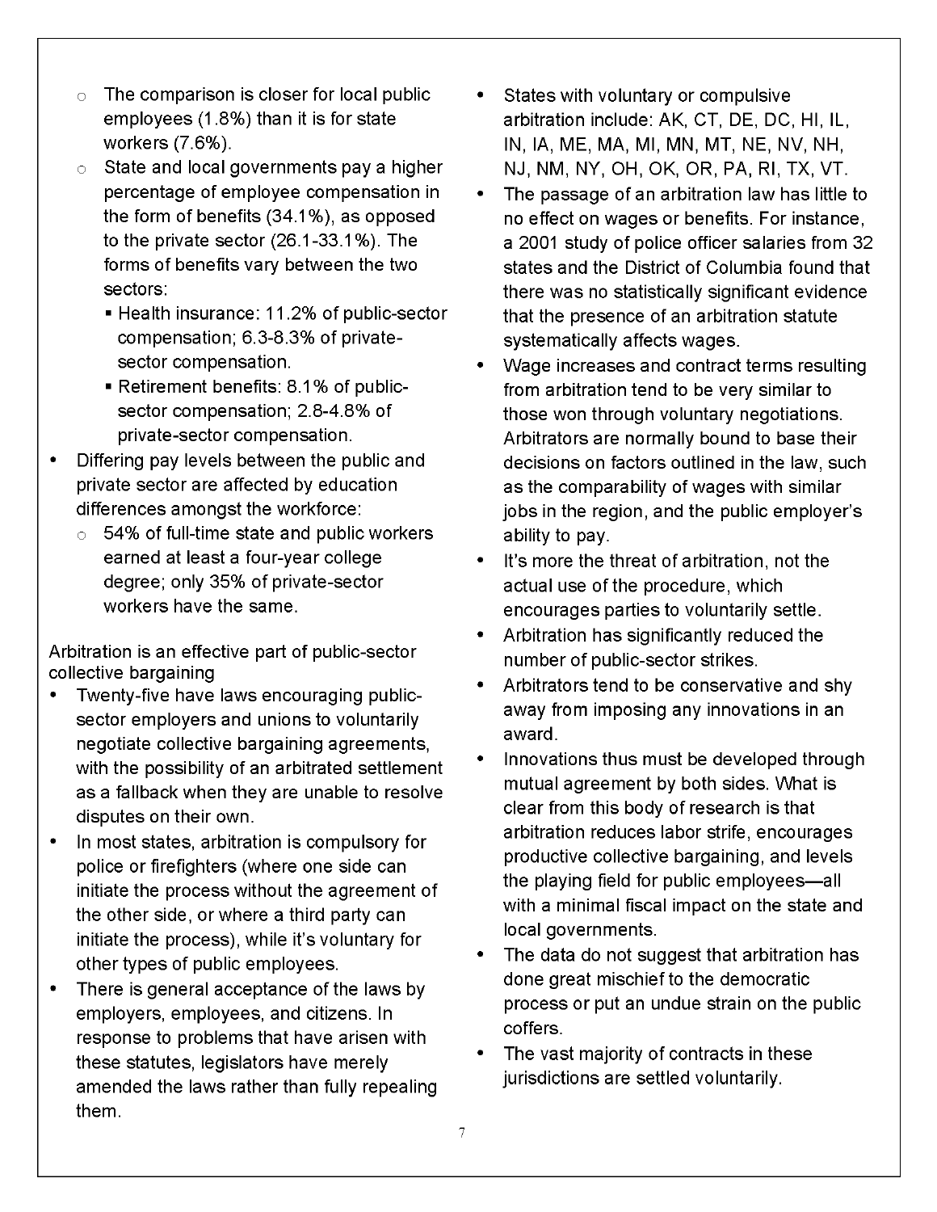- The comparison is closer for local public employees (1.8%) than it is for state workers (7.6%).
  - State and local governments pay a higher percentage of employee compensation in the form of benefits (34.1%), as opposed to the private sector (26.1-33.1%). The forms of benefits vary between the two sectors:
    - Health insurance: 11.2% of public-sector compensation; 6.3-8.3% of private-sector compensation.
    - Retirement benefits: 8.1% of public-sector compensation; 2.8-4.8% of private-sector compensation.
- Differing pay levels between the public and private sector are affected by education differences amongst the workforce:
  - 54% of full-time state and public workers earned at least a four-year college degree; only 35% of private-sector workers have the same.

Arbitration is an effective part of public-sector collective bargaining

- Twenty-five have laws encouraging public-sector employers and unions to voluntarily negotiate collective bargaining agreements, with the possibility of an arbitrated settlement as a fallback when they are unable to resolve disputes on their own.
- In most states, arbitration is compulsory for police or firefighters (where one side can initiate the process without the agreement of the other side, or where a third party can initiate the process), while it's voluntary for other types of public employees.
- There is general acceptance of the laws by employers, employees, and citizens. In response to problems that have arisen with these statutes, legislators have merely amended the laws rather than fully repealing them.
- States with voluntary or compulsive arbitration include: AK, CT, DE, DC, HI, IL, IN, IA, ME, MA, MI, MN, MT, NE, NV, NH, NJ, NM, NY, OH, OK, OR, PA, RI, TX, VT.
- The passage of an arbitration law has little to no effect on wages or benefits. For instance, a 2001 study of police officer salaries from 32 states and the District of Columbia found that there was no statistically significant evidence that the presence of an arbitration statute systematically affects wages.
- Wage increases and contract terms resulting from arbitration tend to be very similar to those won through voluntary negotiations. Arbitrators are normally bound to base their decisions on factors outlined in the law, such as the comparability of wages with similar jobs in the region, and the public employer's ability to pay.
- It's more the threat of arbitration, not the actual use of the procedure, which encourages parties to voluntarily settle.
- Arbitration has significantly reduced the number of public-sector strikes.
- Arbitrators tend to be conservative and shy away from imposing any innovations in an award.
- Innovations thus must be developed through mutual agreement by both sides. What is clear from this body of research is that arbitration reduces labor strife, encourages productive collective bargaining, and levels the playing field for public employees—all with a minimal fiscal impact on the state and local governments.
- The data do not suggest that arbitration has done great mischief to the democratic process or put an undue strain on the public coffers.
- The vast majority of contracts in these jurisdictions are settled voluntarily.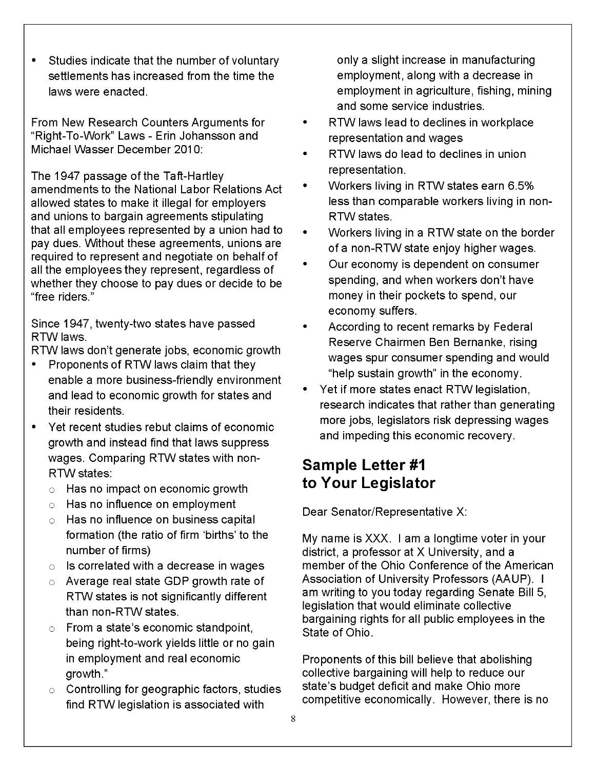- Studies indicate that the number of voluntary settlements has increased from the time the laws were enacted.

From New Research Counters Arguments for "Right-To-Work" Laws - Erin Johansson and Michael Wasser December 2010:

The 1947 passage of the Taft-Hartley amendments to the National Labor Relations Act allowed states to make it illegal for employers and unions to bargain agreements stipulating that all employees represented by a union had to pay dues. Without these agreements, unions are required to represent and negotiate on behalf of all the employees they represent, regardless of whether they choose to pay dues or decide to be "free riders."

Since 1947, twenty-two states have passed RTW laws.
RTW laws don't generate jobs, economic growth

- Proponents of RTW laws claim that they enable a more business-friendly environment and lead to economic growth for states and their residents.
- Yet recent studies rebut claims of economic growth and instead find that laws suppress wages. Comparing RTW states with non-RTW states:
  - Has no impact on economic growth
  - Has no influence on employment
  - Has no influence on business capital formation (the ratio of firm 'births' to the number of firms)
  - Is correlated with a decrease in wages
  - Average real state GDP growth rate of RTW states is not significantly different than non-RTW states.
  - From a state's economic standpoint, being right-to-work yields little or no gain in employment and real economic growth."
  - Controlling for geographic factors, studies find RTW legislation is associated with only a slight increase in manufacturing employment, along with a decrease in employment in agriculture, fishing, mining and some service industries.
- RTW laws lead to declines in workplace representation and wages
- RTW laws do lead to declines in union representation.
- Workers living in RTW states earn 6.5% less than comparable workers living in non-RTW states.
- Workers living in a RTW state on the border of a non-RTW state enjoy higher wages.
- Our economy is dependent on consumer spending, and when workers don't have money in their pockets to spend, our economy suffers.
- According to recent remarks by Federal Reserve Chairmen Ben Bernanke, rising wages spur consumer spending and would "help sustain growth" in the economy.
- Yet if more states enact RTW legislation, research indicates that rather than generating more jobs, legislators risk depressing wages and impeding this economic recovery.

## Sample Letter #1 to Your Legislator

Dear Senator/Representative X:

My name is XXX. I am a longtime voter in your district, a professor at X University, and a member of the Ohio Conference of the American Association of University Professors (AAUP). I am writing to you today regarding Senate Bill 5, legislation that would eliminate collective bargaining rights for all public employees in the State of Ohio.

Proponents of this bill believe that abolishing collective bargaining will help to reduce our state's budget deficit and make Ohio more competitive economically. However, there is no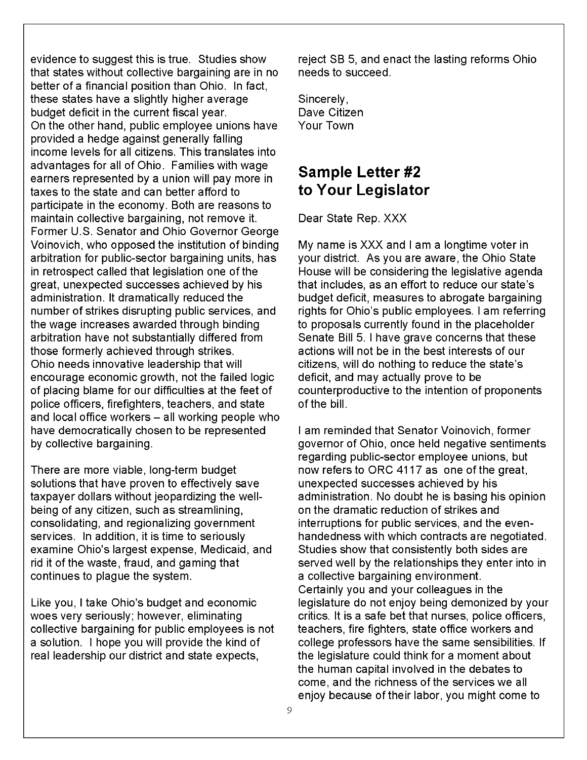evidence to suggest this is true. Studies show that states without collective bargaining are in no better of a financial position than Ohio. In fact, these states have a slightly higher average budget deficit in the current fiscal year.
On the other hand, public employee unions have provided a hedge against generally falling income levels for all citizens. This translates into advantages for all of Ohio. Families with wage earners represented by a union will pay more in taxes to the state and can better afford to participate in the economy. Both are reasons to maintain collective bargaining, not remove it.
Former U.S. Senator and Ohio Governor George Voinovich, who opposed the institution of binding arbitration for public-sector bargaining units, has in retrospect called that legislation one of the great, unexpected successes achieved by his administration. It dramatically reduced the number of strikes disrupting public services, and the wage increases awarded through binding arbitration have not substantially differed from those formerly achieved through strikes.
Ohio needs innovative leadership that will encourage economic growth, not the failed logic of placing blame for our difficulties at the feet of police officers, firefighters, teachers, and state and local office workers – all working people who have democratically chosen to be represented by collective bargaining.

There are more viable, long-term budget solutions that have proven to effectively save taxpayer dollars without jeopardizing the well-being of any citizen, such as streamlining, consolidating, and regionalizing government services. In addition, it is time to seriously examine Ohio's largest expense, Medicaid, and rid it of the waste, fraud, and gaming that continues to plague the system.

Like you, I take Ohio's budget and economic woes very seriously; however, eliminating collective bargaining for public employees is not a solution. I hope you will provide the kind of real leadership our district and state expects, reject SB 5, and enact the lasting reforms Ohio needs to succeed.

Sincerely,
Dave Citizen
Your Town

## Sample Letter #2 to Your Legislator

Dear State Rep. XXX

My name is XXX and I am a longtime voter in your district. As you are aware, the Ohio State House will be considering the legislative agenda that includes, as an effort to reduce our state's budget deficit, measures to abrogate bargaining rights for Ohio's public employees. I am referring to proposals currently found in the placeholder Senate Bill 5. I have grave concerns that these actions will not be in the best interests of our citizens, will do nothing to reduce the state's deficit, and may actually prove to be counterproductive to the intention of proponents of the bill.

I am reminded that Senator Voinovich, former governor of Ohio, once held negative sentiments regarding public-sector employee unions, but now refers to ORC 4117 as one of the great, unexpected successes achieved by his administration. No doubt he is basing his opinion on the dramatic reduction of strikes and interruptions for public services, and the even-handedness with which contracts are negotiated. Studies show that consistently both sides are served well by the relationships they enter into in a collective bargaining environment.
Certainly you and your colleagues in the legislature do not enjoy being demonized by your critics. It is a safe bet that nurses, police officers, teachers, fire fighters, state office workers and college professors have the same sensibilities. If the legislature could think for a moment about the human capital involved in the debates to come, and the richness of the services we all enjoy because of their labor, you might come to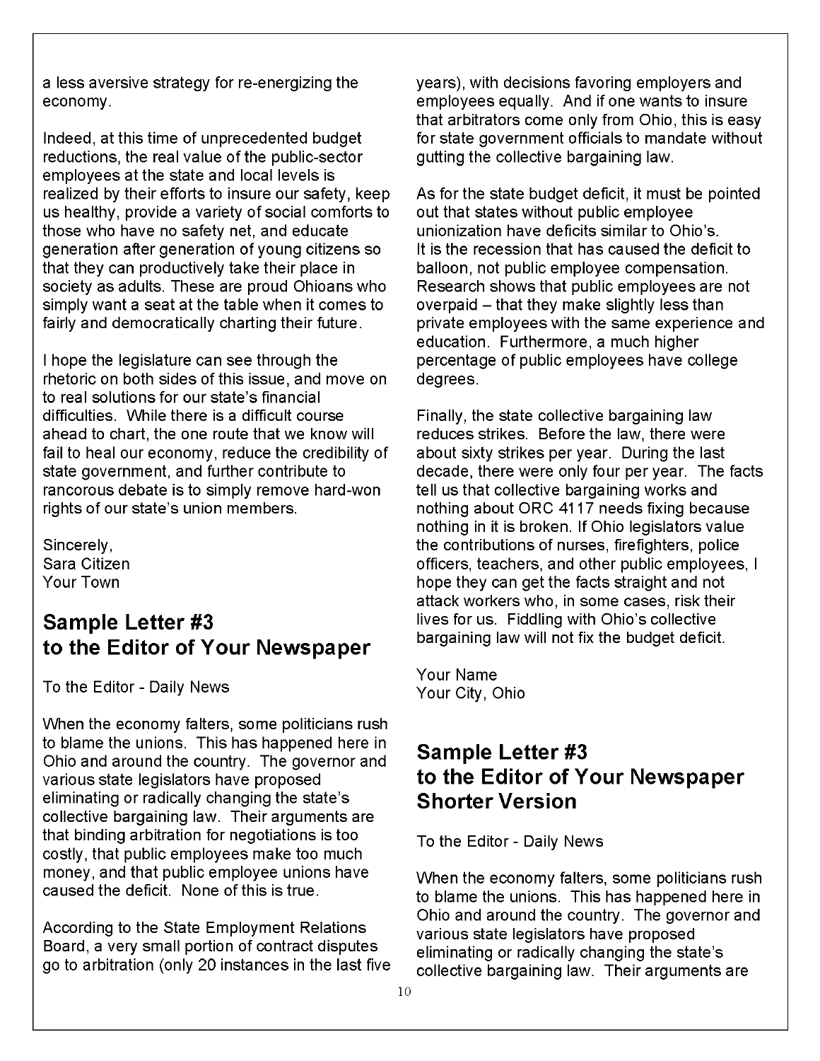a less aversive strategy for re-energizing the economy.

Indeed, at this time of unprecedented budget reductions, the real value of the public-sector employees at the state and local levels is realized by their efforts to insure our safety, keep us healthy, provide a variety of social comforts to those who have no safety net, and educate generation after generation of young citizens so that they can productively take their place in society as adults. These are proud Ohioans who simply want a seat at the table when it comes to fairly and democratically charting their future.

I hope the legislature can see through the rhetoric on both sides of this issue, and move on to real solutions for our state's financial difficulties. While there is a difficult course ahead to chart, the one route that we know will fail to heal our economy, reduce the credibility of state government, and further contribute to rancorous debate is to simply remove hard-won rights of our state's union members.

Sincerely,
Sara Citizen
Your Town

## Sample Letter #3 to the Editor of Your Newspaper

To the Editor - Daily News

When the economy falters, some politicians rush to blame the unions. This has happened here in Ohio and around the country. The governor and various state legislators have proposed eliminating or radically changing the state's collective bargaining law. Their arguments are that binding arbitration for negotiations is too costly, that public employees make too much money, and that public employee unions have caused the deficit. None of this is true.

According to the State Employment Relations Board, a very small portion of contract disputes go to arbitration (only 20 instances in the last five years), with decisions favoring employers and employees equally. And if one wants to insure that arbitrators come only from Ohio, this is easy for state government officials to mandate without gutting the collective bargaining law.

As for the state budget deficit, it must be pointed out that states without public employee unionization have deficits similar to Ohio's. It is the recession that has caused the deficit to balloon, not public employee compensation. Research shows that public employees are not overpaid – that they make slightly less than private employees with the same experience and education. Furthermore, a much higher percentage of public employees have college degrees.

Finally, the state collective bargaining law reduces strikes. Before the law, there were about sixty strikes per year. During the last decade, there were only four per year. The facts tell us that collective bargaining works and nothing about ORC 4117 needs fixing because nothing in it is broken. If Ohio legislators value the contributions of nurses, firefighters, police officers, teachers, and other public employees, I hope they can get the facts straight and not attack workers who, in some cases, risk their lives for us. Fiddling with Ohio's collective bargaining law will not fix the budget deficit.

Your Name
Your City, Ohio

## Sample Letter #3 to the Editor of Your Newspaper Shorter Version

To the Editor - Daily News

When the economy falters, some politicians rush to blame the unions. This has happened here in Ohio and around the country. The governor and various state legislators have proposed eliminating or radically changing the state's collective bargaining law. Their arguments are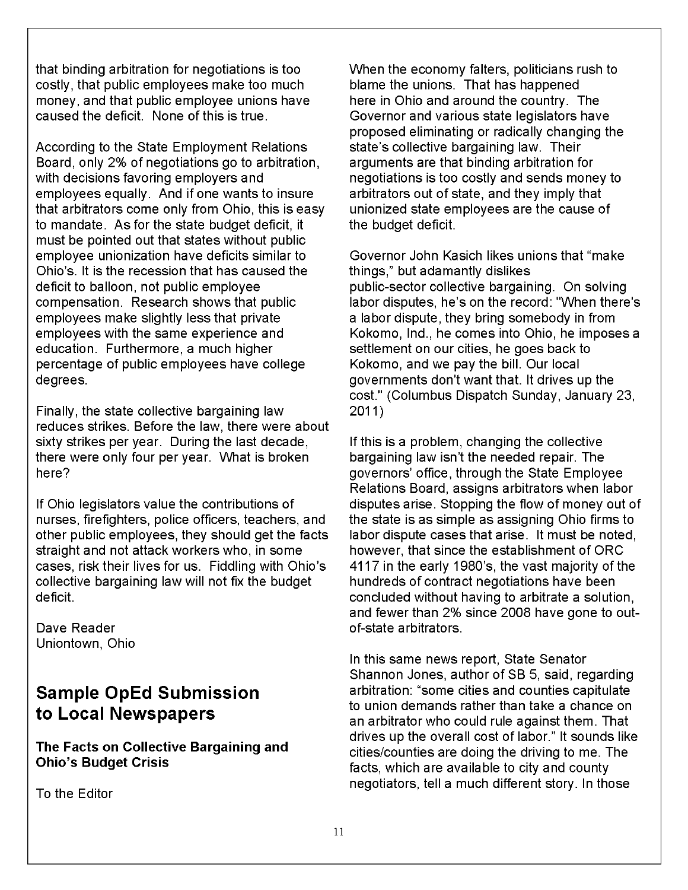that binding arbitration for negotiations is too costly, that public employees make too much money, and that public employee unions have caused the deficit. None of this is true.

According to the State Employment Relations Board, only 2% of negotiations go to arbitration, with decisions favoring employers and employees equally. And if one wants to insure that arbitrators come only from Ohio, this is easy to mandate. As for the state budget deficit, it must be pointed out that states without public employee unionization have deficits similar to Ohio's. It is the recession that has caused the deficit to balloon, not public employee compensation. Research shows that public employees make slightly less that private employees with the same experience and education. Furthermore, a much higher percentage of public employees have college degrees.

Finally, the state collective bargaining law reduces strikes. Before the law, there were about sixty strikes per year. During the last decade, there were only four per year. What is broken here?

If Ohio legislators value the contributions of nurses, firefighters, police officers, teachers, and other public employees, they should get the facts straight and not attack workers who, in some cases, risk their lives for us. Fiddling with Ohio's collective bargaining law will not fix the budget deficit.

Dave Reader
Uniontown, Ohio

## Sample OpEd Submission to Local Newspapers

**The Facts on Collective Bargaining and Ohio's Budget Crisis**

To the Editor

When the economy falters, politicians rush to blame the unions. That has happened here in Ohio and around the country. The Governor and various state legislators have proposed eliminating or radically changing the state's collective bargaining law. Their arguments are that binding arbitration for negotiations is too costly and sends money to arbitrators out of state, and they imply that unionized state employees are the cause of the budget deficit.

Governor John Kasich likes unions that "make things," but adamantly dislikes public-sector collective bargaining. On solving labor disputes, he's on the record: "When there's a labor dispute, they bring somebody in from Kokomo, Ind., he comes into Ohio, he imposes a settlement on our cities, he goes back to Kokomo, and we pay the bill. Our local governments don't want that. It drives up the cost." (Columbus Dispatch Sunday, January 23, 2011)

If this is a problem, changing the collective bargaining law isn't the needed repair. The governors' office, through the State Employee Relations Board, assigns arbitrators when labor disputes arise. Stopping the flow of money out of the state is as simple as assigning Ohio firms to labor dispute cases that arise. It must be noted, however, that since the establishment of ORC 4117 in the early 1980's, the vast majority of the hundreds of contract negotiations have been concluded without having to arbitrate a solution, and fewer than 2% since 2008 have gone to out-of-state arbitrators.

In this same news report, State Senator Shannon Jones, author of SB 5, said, regarding arbitration: "some cities and counties capitulate to union demands rather than take a chance on an arbitrator who could rule against them. That drives up the overall cost of labor." It sounds like cities/counties are doing the driving to me. The facts, which are available to city and county negotiators, tell a much different story. In those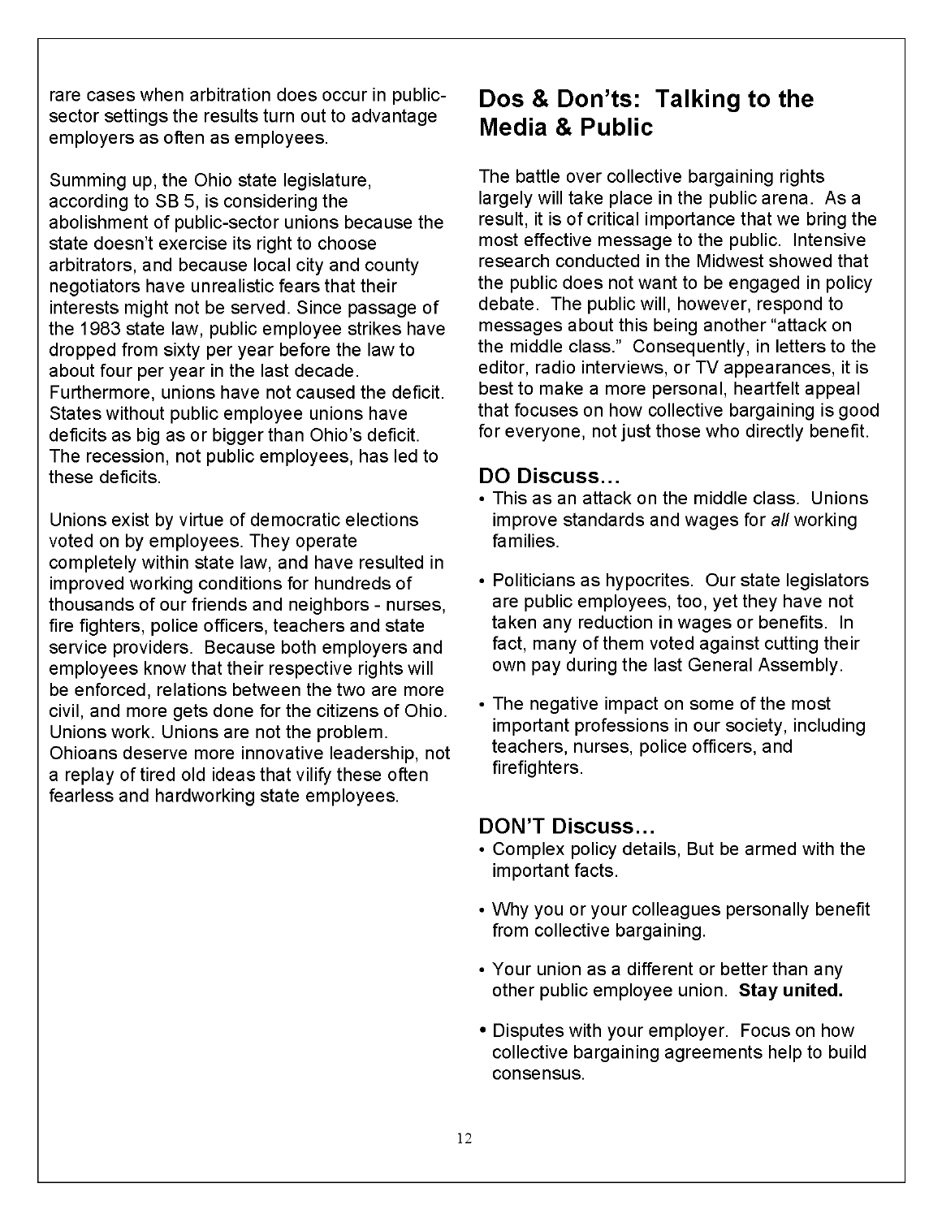rare cases when arbitration does occur in public-sector settings the results turn out to advantage employers as often as employees.

Summing up, the Ohio state legislature, according to SB 5, is considering the abolishment of public-sector unions because the state doesn't exercise its right to choose arbitrators, and because local city and county negotiators have unrealistic fears that their interests might not be served. Since passage of the 1983 state law, public employee strikes have dropped from sixty per year before the law to about four per year in the last decade. Furthermore, unions have not caused the deficit. States without public employee unions have deficits as big as or bigger than Ohio's deficit. The recession, not public employees, has led to these deficits.

Unions exist by virtue of democratic elections voted on by employees. They operate completely within state law, and have resulted in improved working conditions for hundreds of thousands of our friends and neighbors - nurses, fire fighters, police officers, teachers and state service providers. Because both employers and employees know that their respective rights will be enforced, relations between the two are more civil, and more gets done for the citizens of Ohio. Unions work. Unions are not the problem. Ohioans deserve more innovative leadership, not a replay of tired old ideas that vilify these often fearless and hardworking state employees.

## Dos & Don'ts: Talking to the Media & Public

The battle over collective bargaining rights largely will take place in the public arena. As a result, it is of critical importance that we bring the most effective message to the public. Intensive research conducted in the Midwest showed that the public does not want to be engaged in policy debate. The public will, however, respond to messages about this being another "attack on the middle class." Consequently, in letters to the editor, radio interviews, or TV appearances, it is best to make a more personal, heartfelt appeal that focuses on how collective bargaining is good for everyone, not just those who directly benefit.

### DO Discuss…

- This as an attack on the middle class. Unions improve standards and wages for *all* working families.
- Politicians as hypocrites. Our state legislators are public employees, too, yet they have not taken any reduction in wages or benefits. In fact, many of them voted against cutting their own pay during the last General Assembly.
- The negative impact on some of the most important professions in our society, including teachers, nurses, police officers, and firefighters.

### DON'T Discuss…

- Complex policy details, But be armed with the important facts.
- Why you or your colleagues personally benefit from collective bargaining.
- Your union as a different or better than any other public employee union. **Stay united.**
- Disputes with your employer. Focus on how collective bargaining agreements help to build consensus.